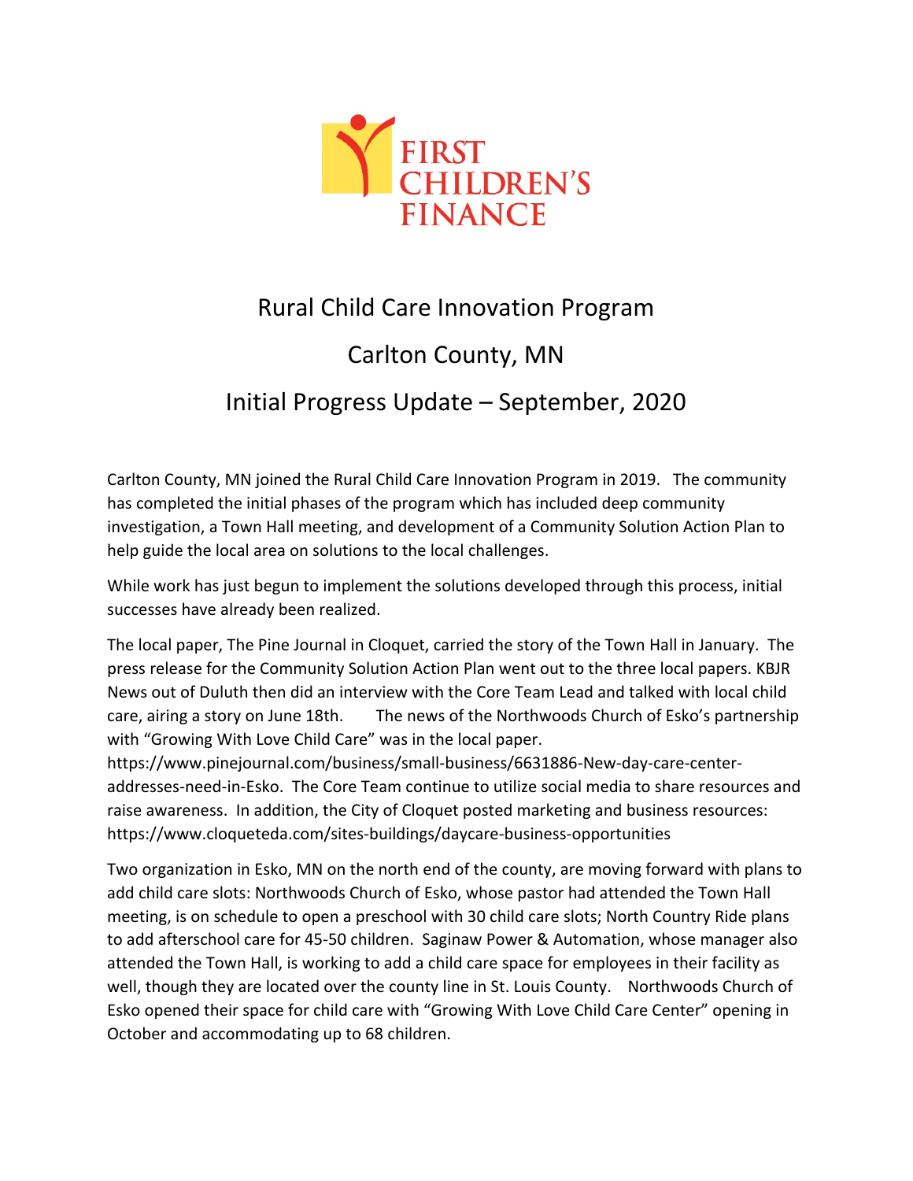FIRST CHILDREN'S FINANCE

# Rural Child Care Innovation Program

## Carlton County, MN

## Initial Progress Update – September, 2020

Carlton County, MN joined the Rural Child Care Innovation Program in 2019. The community has completed the initial phases of the program which has included deep community investigation, a Town Hall meeting, and development of a Community Solution Action Plan to help guide the local area on solutions to the local challenges.

While work has just begun to implement the solutions developed through this process, initial successes have already been realized.

The local paper, The Pine Journal in Cloquet, carried the story of the Town Hall in January. The press release for the Community Solution Action Plan went out to the three local papers. KBJR News out of Duluth then did an interview with the Core Team Lead and talked with local child care, airing a story on June 18th. The news of the Northwoods Church of Esko's partnership with "Growing With Love Child Care" was in the local paper. https://www.pinejournal.com/business/small-business/6631886-New-day-care-center-addresses-need-in-Esko. The Core Team continue to utilize social media to share resources and raise awareness. In addition, the City of Cloquet posted marketing and business resources: https://www.cloqueteda.com/sites-buildings/daycare-business-opportunities

Two organization in Esko, MN on the north end of the county, are moving forward with plans to add child care slots: Northwoods Church of Esko, whose pastor had attended the Town Hall meeting, is on schedule to open a preschool with 30 child care slots; North Country Ride plans to add afterschool care for 45-50 children. Saginaw Power & Automation, whose manager also attended the Town Hall, is working to add a child care space for employees in their facility as well, though they are located over the county line in St. Louis County. Northwoods Church of Esko opened their space for child care with "Growing With Love Child Care Center" opening in October and accommodating up to 68 children.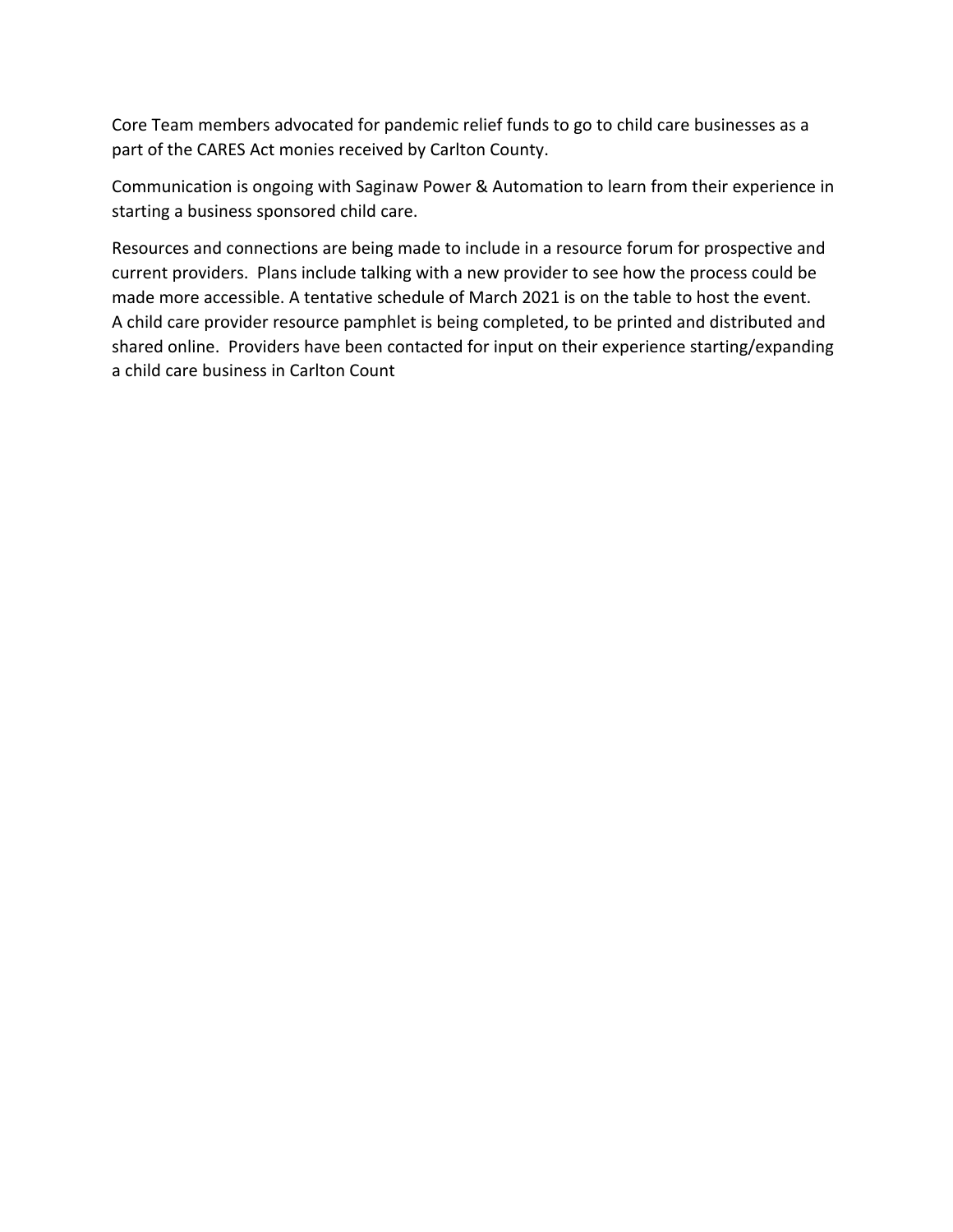Core Team members advocated for pandemic relief funds to go to child care businesses as a part of the CARES Act monies received by Carlton County.

Communication is ongoing with Saginaw Power & Automation to learn from their experience in starting a business sponsored child care.

Resources and connections are being made to include in a resource forum for prospective and current providers. Plans include talking with a new provider to see how the process could be made more accessible. A tentative schedule of March 2021 is on the table to host the event. A child care provider resource pamphlet is being completed, to be printed and distributed and shared online. Providers have been contacted for input on their experience starting/expanding a child care business in Carlton Count